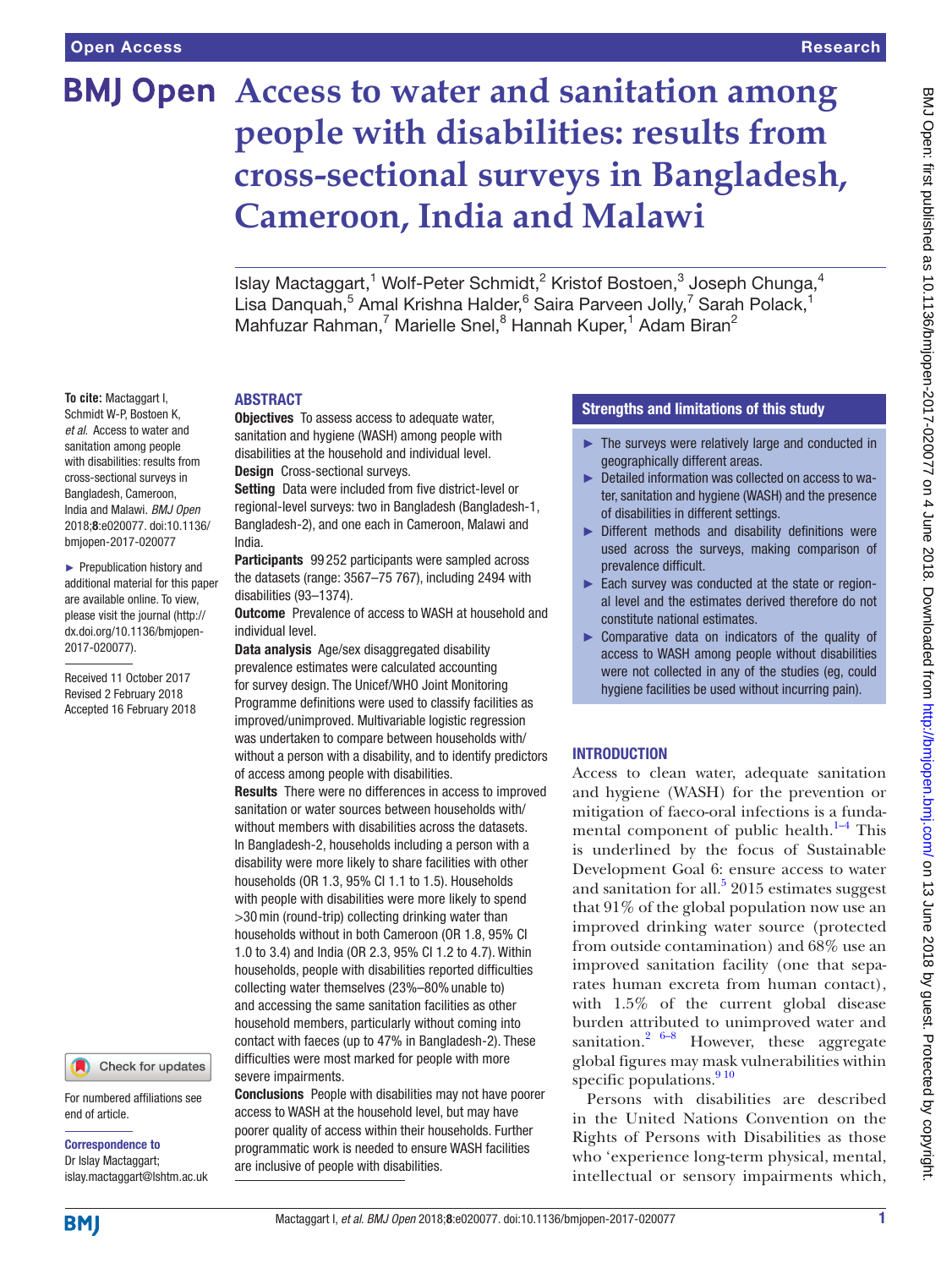# Access to water and sanitation among people with disabilities: results from cross-sectional surveys in Bangladesh, Cameroon, India and Malawi

Islay Mactaggart,[1] Wolf-Peter Schmidt,[2] Kristof Bostoen,[3] Joseph Chunga,[4] Lisa Danquah,[5] Amal Krishna Halder,[6] Saira Parveen Jolly,[7] Sarah Polack,[1] Mahfuzar Rahman,[7] Marielle Snel,[8] Hannah Kuper,[1] Adam Biran[2]

**To cite:** Mactaggart I, Schmidt W-P, Bostoen K, *et al*. Access to water and sanitation among people with disabilities: results from cross-sectional surveys in Bangladesh, Cameroon, India and Malawi. *BMJ Open* 2018;**8**:e020077. doi:10.1136/bmjopen-2017-020077

► Prepublication history and additional material for this paper are available online. To view, please visit the journal (http://dx.doi.org/10.1136/bmjopen-2017-020077).

Received 11 October 2017
Revised 2 February 2018
Accepted 16 February 2018

## ABSTRACT

**Objectives** To assess access to adequate water, sanitation and hygiene (WASH) among people with disabilities at the household and individual level.

**Design** Cross-sectional surveys.

**Setting** Data were included from five district-level or regional-level surveys: two in Bangladesh (Bangladesh-1, Bangladesh-2), and one each in Cameroon, Malawi and India.

**Participants** 99 252 participants were sampled across the datasets (range: 3567–75 767), including 2494 with disabilities (93–1374).

**Outcome** Prevalence of access to WASH at household and individual level.

**Data analysis** Age/sex disaggregated disability prevalence estimates were calculated accounting for survey design. The Unicef/WHO Joint Monitoring Programme definitions were used to classify facilities as improved/unimproved. Multivariable logistic regression was undertaken to compare between households with/without a person with a disability, and to identify predictors of access among people with disabilities.

**Results** There were no differences in access to improved sanitation or water sources between households with/without members with disabilities across the datasets. In Bangladesh-2, households including a person with a disability were more likely to share facilities with other households (OR 1.3, 95% CI 1.1 to 1.5). Households with people with disabilities were more likely to spend >30 min (round-trip) collecting drinking water than households without in both Cameroon (OR 1.8, 95% CI 1.0 to 3.4) and India (OR 2.3, 95% CI 1.2 to 4.7). Within households, people with disabilities reported difficulties collecting water themselves (23%–80% unable to) and accessing the same sanitation facilities as other household members, particularly without coming into contact with faeces (up to 47% in Bangladesh-2). These difficulties were most marked for people with more severe impairments.

**Conclusions** People with disabilities may not have poorer access to WASH at the household level, but may have poorer quality of access within their households. Further programmatic work is needed to ensure WASH facilities are inclusive of people with disabilities.

For numbered affiliations see end of article.

**Correspondence to**
Dr Islay Mactaggart;
islay.mactaggart@lshtm.ac.uk

## Strengths and limitations of this study

- ► The surveys were relatively large and conducted in geographically different areas.
- ► Detailed information was collected on access to water, sanitation and hygiene (WASH) and the presence of disabilities in different settings.
- ► Different methods and disability definitions were used across the surveys, making comparison of prevalence difficult.
- ► Each survey was conducted at the state or regional level and the estimates derived therefore do not constitute national estimates.
- ► Comparative data on indicators of the quality of access to WASH among people without disabilities were not collected in any of the studies (eg, could hygiene facilities be used without incurring pain).

## INTRODUCTION

Access to clean water, adequate sanitation and hygiene (WASH) for the prevention or mitigation of faeco-oral infections is a fundamental component of public health.[1–4] This is underlined by the focus of Sustainable Development Goal 6: ensure access to water and sanitation for all.[5] 2015 estimates suggest that 91% of the global population now use an improved drinking water source (protected from outside contamination) and 68% use an improved sanitation facility (one that separates human excreta from human contact), with 1.5% of the current global disease burden attributed to unimproved water and sanitation.[2 6–8] However, these aggregate global figures may mask vulnerabilities within specific populations.[9 10]

Persons with disabilities are described in the United Nations Convention on the Rights of Persons with Disabilities as those who 'experience long-term physical, mental, intellectual or sensory impairments which,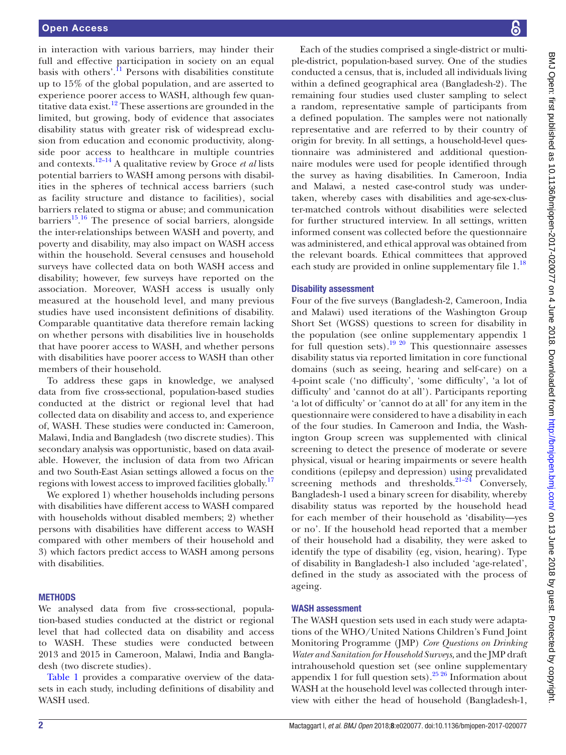in interaction with various barriers, may hinder their full and effective participation in society on an equal basis with others'.[11] Persons with disabilities constitute up to 15% of the global population, and are asserted to experience poorer access to WASH, although few quantitative data exist.[12] These assertions are grounded in the limited, but growing, body of evidence that associates disability status with greater risk of widespread exclusion from education and economic productivity, alongside poor access to healthcare in multiple countries and contexts.[12–14] A qualitative review by Groce *et al* lists potential barriers to WASH among persons with disabilities in the spheres of technical access barriers (such as facility structure and distance to facilities), social barriers related to stigma or abuse; and communication barriers[15,16] The presence of social barriers, alongside the inter-relationships between WASH and poverty, and poverty and disability, may also impact on WASH access within the household. Several censuses and household surveys have collected data on both WASH access and disability; however, few surveys have reported on the association. Moreover, WASH access is usually only measured at the household level, and many previous studies have used inconsistent definitions of disability. Comparable quantitative data therefore remain lacking on whether persons with disabilities live in households that have poorer access to WASH, and whether persons with disabilities have poorer access to WASH than other members of their household.

To address these gaps in knowledge, we analysed data from five cross-sectional, population-based studies conducted at the district or regional level that had collected data on disability and access to, and experience of, WASH. These studies were conducted in: Cameroon, Malawi, India and Bangladesh (two discrete studies). This secondary analysis was opportunistic, based on data available. However, the inclusion of data from two African and two South-East Asian settings allowed a focus on the regions with lowest access to improved facilities globally.[17]

We explored 1) whether households including persons with disabilities have different access to WASH compared with households without disabled members; 2) whether persons with disabilities have different access to WASH compared with other members of their household and 3) which factors predict access to WASH among persons with disabilities.

## Methods

We analysed data from five cross-sectional, population-based studies conducted at the district or regional level that had collected data on disability and access to WASH. These studies were conducted between 2013 and 2015 in Cameroon, Malawi, India and Bangladesh (two discrete studies).

Table 1 provides a comparative overview of the datasets in each study, including definitions of disability and WASH used.

Each of the studies comprised a single-district or multiple-district, population-based survey. One of the studies conducted a census, that is, included all individuals living within a defined geographical area (Bangladesh-2). The remaining four studies used cluster sampling to select a random, representative sample of participants from a defined population. The samples were not nationally representative and are referred to by their country of origin for brevity. In all settings, a household-level questionnaire was administered and additional questionnaire modules were used for people identified through the survey as having disabilities. In Cameroon, India and Malawi, a nested case-control study was undertaken, whereby cases with disabilities and age-sex-cluster-matched controls without disabilities were selected for further structured interview. In all settings, written informed consent was collected before the questionnaire was administered, and ethical approval was obtained from the relevant boards. Ethical committees that approved each study are provided in online supplementary file 1.[18]

### Disability assessment

Four of the five surveys (Bangladesh-2, Cameroon, India and Malawi) used iterations of the Washington Group Short Set (WGSS) questions to screen for disability in the population (see online supplementary appendix 1 for full question sets).[19,20] This questionnaire assesses disability status via reported limitation in core functional domains (such as seeing, hearing and self-care) on a 4-point scale ('no difficulty', 'some difficulty', 'a lot of difficulty' and 'cannot do at all'). Participants reporting 'a lot of difficulty' or 'cannot do at all' for any item in the questionnaire were considered to have a disability in each of the four studies. In Cameroon and India, the Washington Group screen was supplemented with clinical screening to detect the presence of moderate or severe physical, visual or hearing impairments or severe health conditions (epilepsy and depression) using prevalidated screening methods and thresholds.[21–24] Conversely, Bangladesh-1 used a binary screen for disability, whereby disability status was reported by the household head for each member of their household as 'disability—yes or no'. If the household head reported that a member of their household had a disability, they were asked to identify the type of disability (eg, vision, hearing). Type of disability in Bangladesh-1 also included 'age-related', defined in the study as associated with the process of ageing.

### WASH assessment

The WASH question sets used in each study were adaptations of the WHO/United Nations Children's Fund Joint Monitoring Programme (JMP) *Core Questions on Drinking Water and Sanitation for Household Surveys,* and the JMP draft intrahousehold question set (see online supplementary appendix 1 for full question sets).[25,26] Information about WASH at the household level was collected through interview with either the head of household (Bangladesh-1,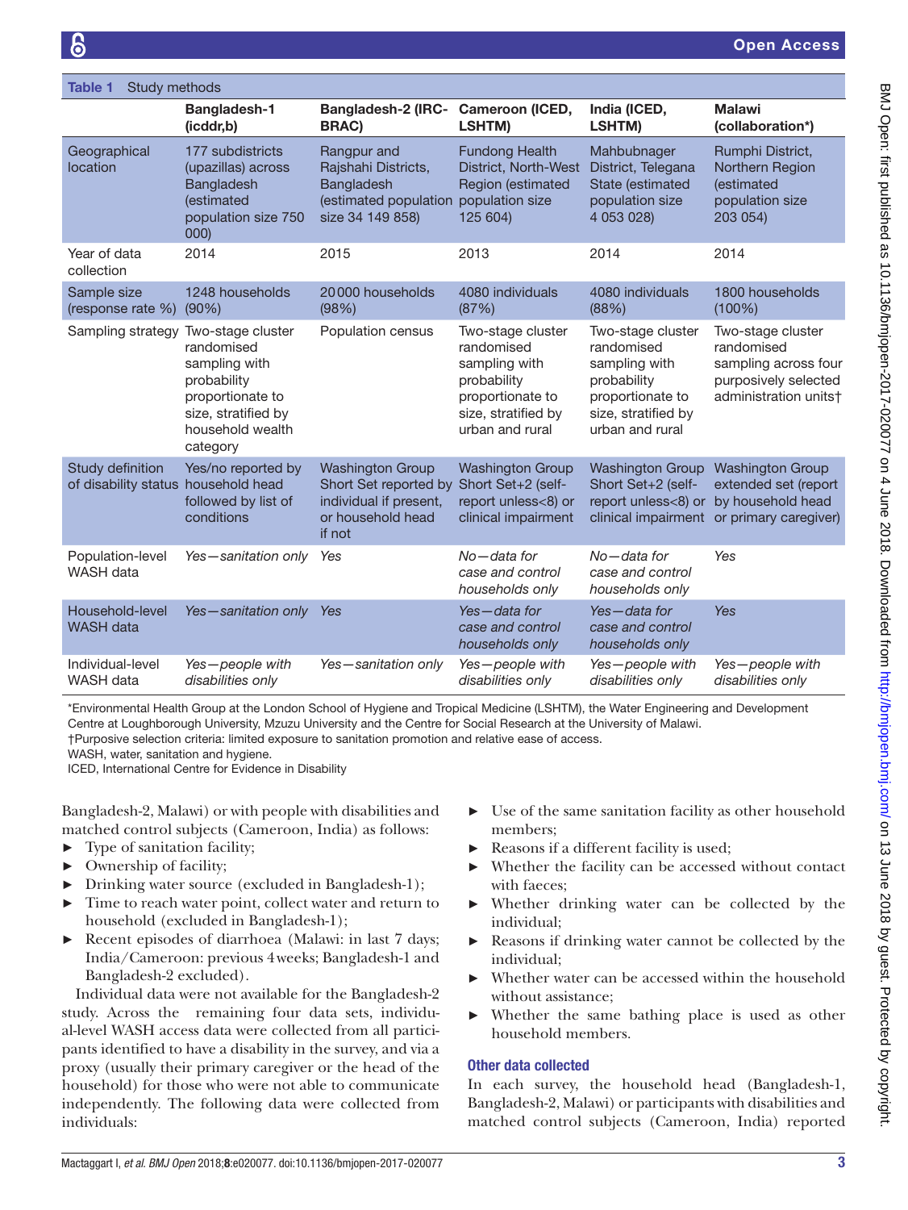**Table 1** Study methods

| | Bangladesh-1 (icddr,b) | Bangladesh-2 (IRC-BRAC) | Cameroon (ICED, LSHTM) | India (ICED, LSHTM) | Malawi (collaboration*) |
|---|---|---|---|---|---|
| Geographical location | 177 subdistricts (upazilas) across Bangladesh (estimated population size 750 000) | Rangpur and Rajshahi Districts, Bangladesh (estimated population size 34 149 858) | Fundong Health District, North-West Region (estimated population size 125 604) | Mahbubnager District, Telegana State (estimated population size 4 053 028) | Rumphi District, Northern Region (estimated population size 203 054) |
| Year of data collection | 2014 | 2015 | 2013 | 2014 | 2014 |
| Sample size (response rate %) | 1248 households (90%) | 20 000 households (98%) | 4080 individuals (87%) | 4080 individuals (88%) | 1800 households (100%) |
| Sampling strategy | Two-stage cluster randomised sampling with probability proportionate to size, stratified by household wealth category | Population census | Two-stage cluster randomised sampling with probability proportionate to size, stratified by urban and rural | Two-stage cluster randomised sampling with probability proportionate to size, stratified by urban and rural | Two-stage cluster randomised sampling across four purposively selected administration units† |
| Study definition of disability status | Yes/no reported by household head followed by list of conditions | Washington Group Short Set reported by individual if present, or household head if not | Washington Group Short Set+2 (self-report unless<8) or clinical impairment | Washington Group Short Set+2 (self-report unless<8) or clinical impairment | Washington Group extended set (report by household head or primary caregiver) |
| Population-level WASH data | *Yes—sanitation only* | *Yes* | *No—data for case and control households only* | *No—data for case and control households only* | *Yes* |
| Household-level WASH data | *Yes—sanitation only* | *Yes* | *Yes—data for case and control households only* | *Yes—data for case and control households only* | *Yes* |
| Individual-level WASH data | *Yes—people with disabilities only* | *Yes—sanitation only* | *Yes—people with disabilities only* | *Yes—people with disabilities only* | *Yes—people with disabilities only* |

*Environmental Health Group at the London School of Hygiene and Tropical Medicine (LSHTM), the Water Engineering and Development Centre at Loughborough University, Mzuzu University and the Centre for Social Research at the University of Malawi.
†Purposive selection criteria: limited exposure to sanitation promotion and relative ease of access.
WASH, water, sanitation and hygiene.
ICED, International Centre for Evidence in Disability

Bangladesh-2, Malawi) or with people with disabilities and matched control subjects (Cameroon, India) as follows:

- Type of sanitation facility;
- Ownership of facility;
- Drinking water source (excluded in Bangladesh-1);
- Time to reach water point, collect water and return to household (excluded in Bangladesh-1);
- Recent episodes of diarrhoea (Malawi: in last 7 days; India/Cameroon: previous 4 weeks; Bangladesh-1 and Bangladesh-2 excluded).

Individual data were not available for the Bangladesh-2 study. Across the remaining four data sets, individual-level WASH access data were collected from all participants identified to have a disability in the survey, and via a proxy (usually their primary caregiver or the head of the household) for those who were not able to communicate independently. The following data were collected from individuals:

- Use of the same sanitation facility as other household members;
- Reasons if a different facility is used;
- Whether the facility can be accessed without contact with faeces;
- Whether drinking water can be collected by the individual;
- Reasons if drinking water cannot be collected by the individual;
- Whether water can be accessed within the household without assistance;
- Whether the same bathing place is used as other household members.

### Other data collected

In each survey, the household head (Bangladesh-1, Bangladesh-2, Malawi) or participants with disabilities and matched control subjects (Cameroon, India) reported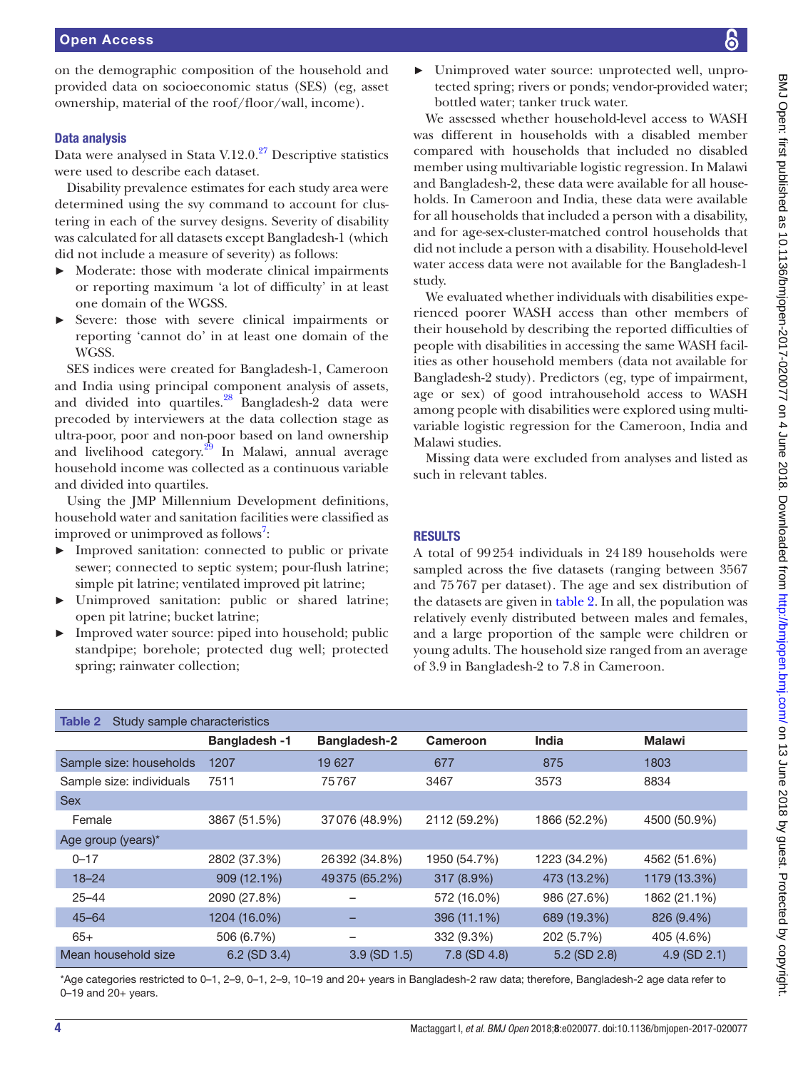on the demographic composition of the household and provided data on socioeconomic status (SES) (eg, asset ownership, material of the roof/floor/wall, income).

### Data analysis

Data were analysed in Stata V.12.0.[27] Descriptive statistics were used to describe each dataset.

Disability prevalence estimates for each study area were determined using the svy command to account for clustering in each of the survey designs. Severity of disability was calculated for all datasets except Bangladesh-1 (which did not include a measure of severity) as follows:

- Moderate: those with moderate clinical impairments or reporting maximum 'a lot of difficulty' in at least one domain of the WGSS.
- Severe: those with severe clinical impairments or reporting 'cannot do' in at least one domain of the WGSS.

SES indices were created for Bangladesh-1, Cameroon and India using principal component analysis of assets, and divided into quartiles.[28] Bangladesh-2 data were precoded by interviewers at the data collection stage as ultra-poor, poor and non-poor based on land ownership and livelihood category.[29] In Malawi, annual average household income was collected as a continuous variable and divided into quartiles.

Using the JMP Millennium Development definitions, household water and sanitation facilities were classified as improved or unimproved as follows[7]:

- Improved sanitation: connected to public or private sewer; connected to septic system; pour-flush latrine; simple pit latrine; ventilated improved pit latrine;
- Unimproved sanitation: public or shared latrine; open pit latrine; bucket latrine;
- Improved water source: piped into household; public standpipe; borehole; protected dug well; protected spring; rainwater collection;
- Unimproved water source: unprotected well, unprotected spring; rivers or ponds; vendor-provided water; bottled water; tanker truck water.

We assessed whether household-level access to WASH was different in households with a disabled member compared with households that included no disabled member using multivariable logistic regression. In Malawi and Bangladesh-2, these data were available for all households. In Cameroon and India, these data were available for all households that included a person with a disability, and for age-sex-cluster-matched control households that did not include a person with a disability. Household-level water access data were not available for the Bangladesh-1 study.

We evaluated whether individuals with disabilities experienced poorer WASH access than other members of their household by describing the reported difficulties of people with disabilities in accessing the same WASH facilities as other household members (data not available for Bangladesh-2 study). Predictors (eg, type of impairment, age or sex) of good intrahousehold access to WASH among people with disabilities were explored using multivariable logistic regression for the Cameroon, India and Malawi studies.

Missing data were excluded from analyses and listed as such in relevant tables.

## RESULTS

A total of 99 254 individuals in 24 189 households were sampled across the five datasets (ranging between 3567 and 75 767 per dataset). The age and sex distribution of the datasets are given in table 2. In all, the population was relatively evenly distributed between males and females, and a large proportion of the sample were children or young adults. The household size ranged from an average of 3.9 in Bangladesh-2 to 7.8 in Cameroon.

**Table 2** Study sample characteristics

| | Bangladesh -1 | Bangladesh-2 | Cameroon | India | Malawi |
|---|---|---|---|---|---|
| Sample size: households | 1207 | 19 627 | 677 | 875 | 1803 |
| Sample size: individuals | 7511 | 75767 | 3467 | 3573 | 8834 |
| Sex | | | | | |
| Female | 3867 (51.5%) | 37076 (48.9%) | 2112 (59.2%) | 1866 (52.2%) | 4500 (50.9%) |
| Age group (years)* | | | | | |
| 0–17 | 2802 (37.3%) | 26392 (34.8%) | 1950 (54.7%) | 1223 (34.2%) | 4562 (51.6%) |
| 18–24 | 909 (12.1%) | 49375 (65.2%) | 317 (8.9%) | 473 (13.2%) | 1179 (13.3%) |
| 25–44 | 2090 (27.8%) | – | 572 (16.0%) | 986 (27.6%) | 1862 (21.1%) |
| 45–64 | 1204 (16.0%) | – | 396 (11.1%) | 689 (19.3%) | 826 (9.4%) |
| 65+ | 506 (6.7%) | – | 332 (9.3%) | 202 (5.7%) | 405 (4.6%) |
| Mean household size | 6.2 (SD 3.4) | 3.9 (SD 1.5) | 7.8 (SD 4.8) | 5.2 (SD 2.8) | 4.9 (SD 2.1) |

*Age categories restricted to 0–1, 2–9, 0–1, 2–9, 10–19 and 20+ years in Bangladesh-2 raw data; therefore, Bangladesh-2 age data refer to 0–19 and 20+ years.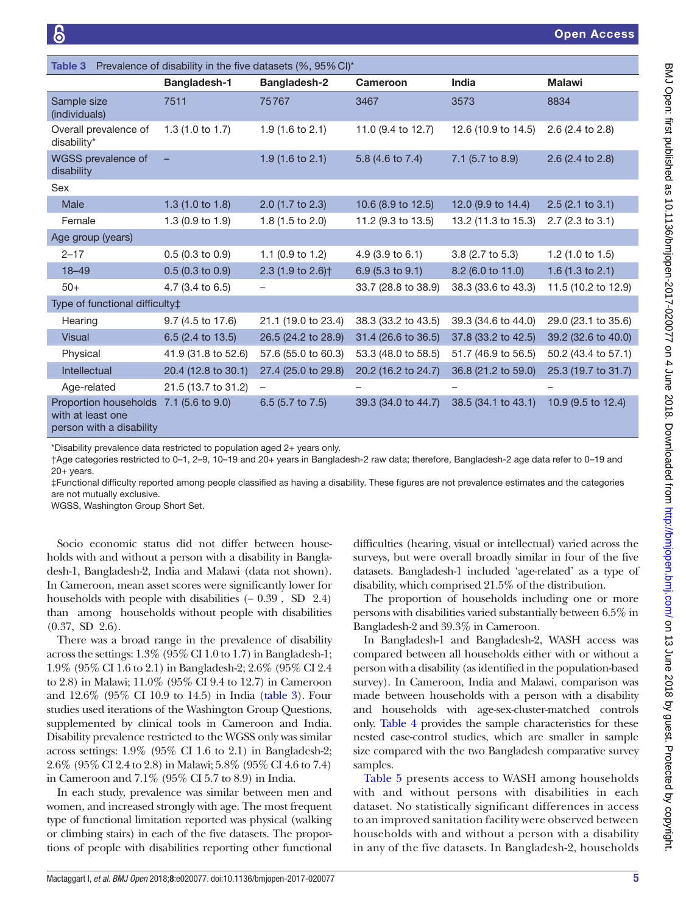**Table 3** Prevalence of disability in the five datasets (%, 95% CI)*

| | Bangladesh-1 | Bangladesh-2 | Cameroon | India | Malawi |
|---|---|---|---|---|---|
| Sample size (individuals) | 7511 | 75767 | 3467 | 3573 | 8834 |
| Overall prevalence of disability* | 1.3 (1.0 to 1.7) | 1.9 (1.6 to 2.1) | 11.0 (9.4 to 12.7) | 12.6 (10.9 to 14.5) | 2.6 (2.4 to 2.8) |
| WGSS prevalence of disability | – | 1.9 (1.6 to 2.1) | 5.8 (4.6 to 7.4) | 7.1 (5.7 to 8.9) | 2.6 (2.4 to 2.8) |
| Sex | | | | | |
| Male | 1.3 (1.0 to 1.8) | 2.0 (1.7 to 2.3) | 10.6 (8.9 to 12.5) | 12.0 (9.9 to 14.4) | 2.5 (2.1 to 3.1) |
| Female | 1.3 (0.9 to 1.9) | 1.8 (1.5 to 2.0) | 11.2 (9.3 to 13.5) | 13.2 (11.3 to 15.3) | 2.7 (2.3 to 3.1) |
| Age group (years) | | | | | |
| 2–17 | 0.5 (0.3 to 0.9) | 1.1 (0.9 to 1.2) | 4.9 (3.9 to 6.1) | 3.8 (2.7 to 5.3) | 1.2 (1.0 to 1.5) |
| 18–49 | 0.5 (0.3 to 0.9) | 2.3 (1.9 to 2.6)† | 6.9 (5.3 to 9.1) | 8.2 (6.0 to 11.0) | 1.6 (1.3 to 2.1) |
| 50+ | 4.7 (3.4 to 6.5) | – | 33.7 (28.8 to 38.9) | 38.3 (33.6 to 43.3) | 11.5 (10.2 to 12.9) |
| Type of functional difficulty‡ | | | | | |
| Hearing | 9.7 (4.5 to 17.6) | 21.1 (19.0 to 23.4) | 38.3 (33.2 to 43.5) | 39.3 (34.6 to 44.0) | 29.0 (23.1 to 35.6) |
| Visual | 6.5 (2.4 to 13.5) | 26.5 (24.2 to 28.9) | 31.4 (26.6 to 36.5) | 37.8 (33.2 to 42.5) | 39.2 (32.6 to 40.0) |
| Physical | 41.9 (31.8 to 52.6) | 57.6 (55.0 to 60.3) | 53.3 (48.0 to 58.5) | 51.7 (46.9 to 56.5) | 50.2 (43.4 to 57.1) |
| Intellectual | 20.4 (12.8 to 30.1) | 27.4 (25.0 to 29.8) | 20.2 (16.2 to 24.7) | 36.8 (21.2 to 59.0) | 25.3 (19.7 to 31.7) |
| Age-related | 21.5 (13.7 to 31.2) | – | – | – | – |
| Proportion households with at least one person with a disability | 7.1 (5.6 to 9.0) | 6.5 (5.7 to 7.5) | 39.3 (34.0 to 44.7) | 38.5 (34.1 to 43.1) | 10.9 (9.5 to 12.4) |

*Disability prevalence data restricted to population aged 2+ years only.
†Age categories restricted to 0–1, 2–9, 10–19 and 20+ years in Bangladesh-2 raw data; therefore, Bangladesh-2 age data refer to 0–19 and 20+ years.
‡Functional difficulty reported among people classified as having a disability. These figures are not prevalence estimates and the categories are not mutually exclusive.
WGSS, Washington Group Short Set.

Socio economic status did not differ between households with and without a person with a disability in Bangladesh-1, Bangladesh-2, India and Malawi (data not shown). In Cameroon, mean asset scores were significantly lower for households with people with disabilities (− 0.39 , SD 2.4) than among households without people with disabilities (0.37, SD 2.6).

There was a broad range in the prevalence of disability across the settings: 1.3% (95% CI 1.0 to 1.7) in Bangladesh-1; 1.9% (95% CI 1.6 to 2.1) in Bangladesh-2; 2.6% (95% CI 2.4 to 2.8) in Malawi; 11.0% (95% CI 9.4 to 12.7) in Cameroon and 12.6% (95% CI 10.9 to 14.5) in India (table 3). Four studies used iterations of the Washington Group Questions, supplemented by clinical tools in Cameroon and India. Disability prevalence restricted to the WGSS only was similar across settings: 1.9% (95% CI 1.6 to 2.1) in Bangladesh-2; 2.6% (95% CI 2.4 to 2.8) in Malawi; 5.8% (95% CI 4.6 to 7.4) in Cameroon and 7.1% (95% CI 5.7 to 8.9) in India.

In each study, prevalence was similar between men and women, and increased strongly with age. The most frequent type of functional limitation reported was physical (walking or climbing stairs) in each of the five datasets. The proportions of people with disabilities reporting other functional difficulties (hearing, visual or intellectual) varied across the surveys, but were overall broadly similar in four of the five datasets. Bangladesh-1 included 'age-related' as a type of disability, which comprised 21.5% of the distribution.

The proportion of households including one or more persons with disabilities varied substantially between 6.5% in Bangladesh-2 and 39.3% in Cameroon.

In Bangladesh-1 and Bangladesh-2, WASH access was compared between all households either with or without a person with a disability (as identified in the population-based survey). In Cameroon, India and Malawi, comparison was made between households with a person with a disability and households with age-sex-cluster-matched controls only. Table 4 provides the sample characteristics for these nested case-control studies, which are smaller in sample size compared with the two Bangladesh comparative survey samples.

Table 5 presents access to WASH among households with and without persons with disabilities in each dataset. No statistically significant differences in access to an improved sanitation facility were observed between households with and without a person with a disability in any of the five datasets. In Bangladesh-2, households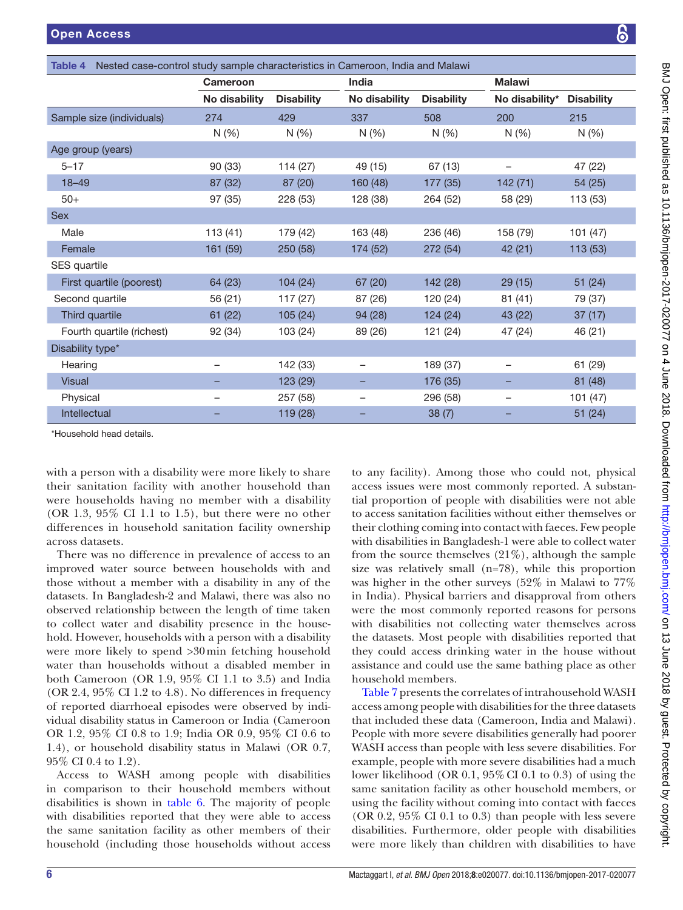**Table 4** Nested case-control study sample characteristics in Cameroon, India and Malawi

| | Cameroon | | India | | Malawi | |
|---|---|---|---|---|---|---|
| | No disability | Disability | No disability | Disability | No disability* | Disability |
| Sample size (individuals) | 274 | 429 | 337 | 508 | 200 | 215 |
| | N (%) | N (%) | N (%) | N (%) | N (%) | N (%) |
| Age group (years) | | | | | | |
| 5–17 | 90 (33) | 114 (27) | 49 (15) | 67 (13) | – | 47 (22) |
| 18–49 | 87 (32) | 87 (20) | 160 (48) | 177 (35) | 142 (71) | 54 (25) |
| 50+ | 97 (35) | 228 (53) | 128 (38) | 264 (52) | 58 (29) | 113 (53) |
| Sex | | | | | | |
| Male | 113 (41) | 179 (42) | 163 (48) | 236 (46) | 158 (79) | 101 (47) |
| Female | 161 (59) | 250 (58) | 174 (52) | 272 (54) | 42 (21) | 113 (53) |
| SES quartile | | | | | | |
| First quartile (poorest) | 64 (23) | 104 (24) | 67 (20) | 142 (28) | 29 (15) | 51 (24) |
| Second quartile | 56 (21) | 117 (27) | 87 (26) | 120 (24) | 81 (41) | 79 (37) |
| Third quartile | 61 (22) | 105 (24) | 94 (28) | 124 (24) | 43 (22) | 37 (17) |
| Fourth quartile (richest) | 92 (34) | 103 (24) | 89 (26) | 121 (24) | 47 (24) | 46 (21) |
| Disability type* | | | | | | |
| Hearing | – | 142 (33) | – | 189 (37) | – | 61 (29) |
| Visual | – | 123 (29) | – | 176 (35) | – | 81 (48) |
| Physical | – | 257 (58) | – | 296 (58) | – | 101 (47) |
| Intellectual | – | 119 (28) | – | 38 (7) | – | 51 (24) |

*Household head details.

with a person with a disability were more likely to share their sanitation facility with another household than were households having no member with a disability (OR 1.3, 95% CI 1.1 to 1.5), but there were no other differences in household sanitation facility ownership across datasets.

There was no difference in prevalence of access to an improved water source between households with and those without a member with a disability in any of the datasets. In Bangladesh-2 and Malawi, there was also no observed relationship between the length of time taken to collect water and disability presence in the household. However, households with a person with a disability were more likely to spend >30 min fetching household water than households without a disabled member in both Cameroon (OR 1.9, 95% CI 1.1 to 3.5) and India (OR 2.4, 95% CI 1.2 to 4.8). No differences in frequency of reported diarrhoeal episodes were observed by individual disability status in Cameroon or India (Cameroon OR 1.2, 95% CI 0.8 to 1.9; India OR 0.9, 95% CI 0.6 to 1.4), or household disability status in Malawi (OR 0.7, 95% CI 0.4 to 1.2).

Access to WASH among people with disabilities in comparison to their household members without disabilities is shown in table 6. The majority of people with disabilities reported that they were able to access the same sanitation facility as other members of their household (including those households without access to any facility). Among those who could not, physical access issues were most commonly reported. A substantial proportion of people with disabilities were not able to access sanitation facilities without either themselves or their clothing coming into contact with faeces. Few people with disabilities in Bangladesh-1 were able to collect water from the source themselves (21%), although the sample size was relatively small (n=78), while this proportion was higher in the other surveys (52% in Malawi to 77% in India). Physical barriers and disapproval from others were the most commonly reported reasons for persons with disabilities not collecting water themselves across the datasets. Most people with disabilities reported that they could access drinking water in the house without assistance and could use the same bathing place as other household members.

Table 7 presents the correlates of intrahousehold WASH access among people with disabilities for the three datasets that included these data (Cameroon, India and Malawi). People with more severe disabilities generally had poorer WASH access than people with less severe disabilities. For example, people with more severe disabilities had a much lower likelihood (OR 0.1, 95% CI 0.1 to 0.3) of using the same sanitation facility as other household members, or using the facility without coming into contact with faeces (OR 0.2, 95% CI 0.1 to 0.3) than people with less severe disabilities. Furthermore, older people with disabilities were more likely than children with disabilities to have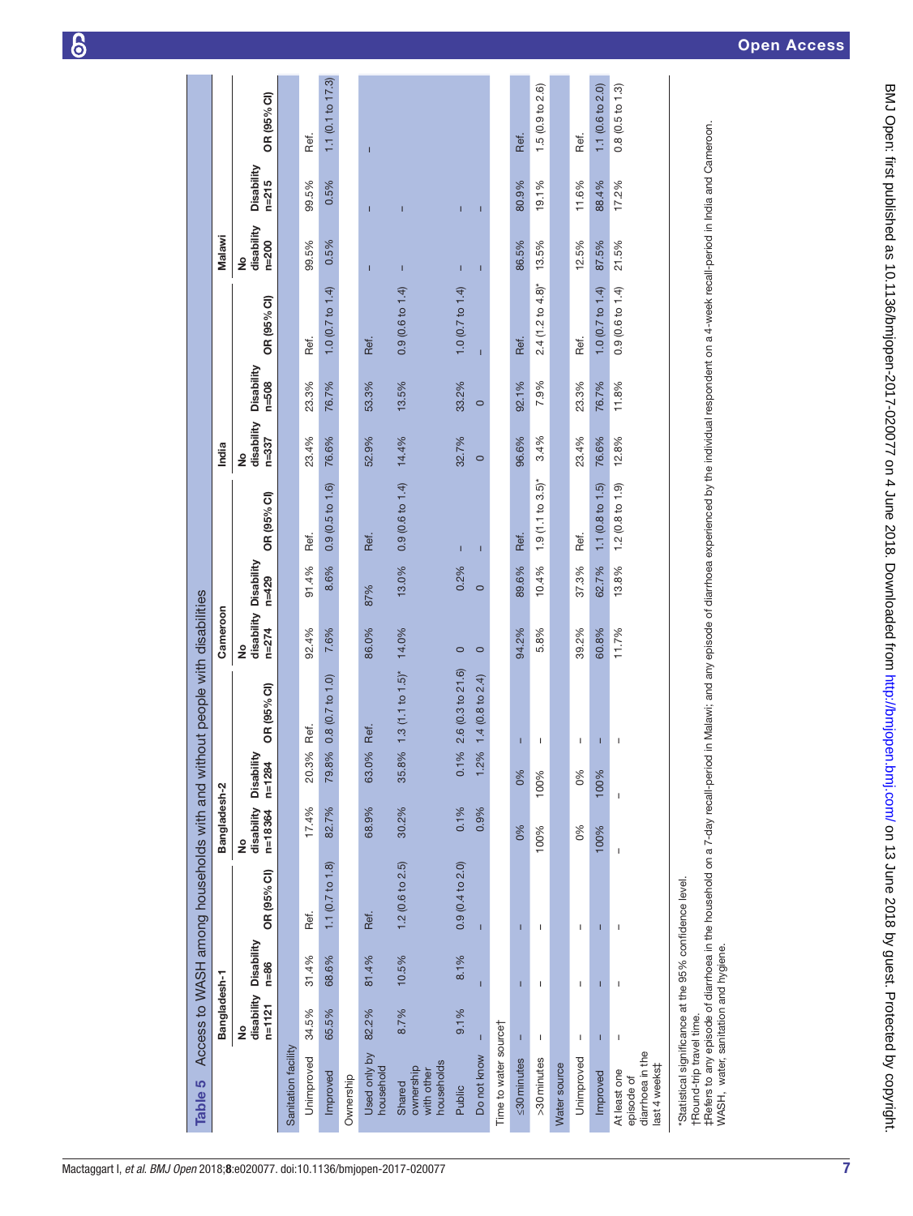**Table 5** Access to WASH among households with and without people with disabilities

| | Bangladesh-1 | | | Bangladesh-2 | | | Cameroon | | | India | | | Malawi | | |
|---|---|---|---|---|---|---|---|---|---|---|---|---|---|---|---|
| | No disability n=1121 | Disability n=86 | OR (95% CI) | No disability n=18364 | Disability n=1284 | OR (95% CI) | No disability n=274 | Disability n=429 | OR (95% CI) | No disability n=337 | Disability n=508 | OR (95% CI) | No disability n=200 | Disability n=215 | OR (95% CI) |
| **Sanitation facility** | | | | | | | | | | | | | | | |
| Unimproved | 34.5% | 31.4% | Ref. | 17.4% | 20.3% | Ref. | 92.4% | 91.4% | Ref. | 23.4% | 23.3% | Ref. | 99.5% | 99.5% | Ref. |
| Improved | 65.5% | 68.6% | 1.1 (0.7 to 1.8) | 82.7% | 79.8% | 0.8 (0.7 to 1.0) | 7.6% | 8.6% | 0.9 (0.5 to 1.6) | 76.6% | 76.7% | 1.0 (0.7 to 1.4) | 0.5% | 0.5% | 1.1 (0.1 to 17.3) |
| **Ownership** | | | | | | | | | | | | | | | |
| Used only by household | 82.2% | 81.4% | Ref. | 68.9% | 63.0% | Ref. | 86.0% | 87% | Ref. | 52.9% | 53.3% | Ref. | – | – | – |
| Shared ownership with other households | 8.7% | 10.5% | 1.2 (0.6 to 2.5) | 30.2% | 35.8% | 1.3 (1.1 to 1.5)* | 14.0% | 13.0% | 0.9 (0.6 to 1.4) | 14.4% | 13.5% | 0.9 (0.6 to 1.4) | – | – | |
| Public | 9.1% | 8.1% | 0.9 (0.4 to 2.0) | 0.1% | 0.1% | 2.6 (0.3 to 21.6) | 0 | 0.2% | – | 32.7% | 33.2% | 1.0 (0.7 to 1.4) | – | – | |
| Do not know | – | – | – | 0.9% | 1.2% | 1.4 (0.8 to 2.4) | 0 | 0 | – | 0 | 0 | – | – | – | |
| **Time to water source†** | | | | | | | | | | | | | | | |
| ≤30 minutes | – | – | – | 0% | 0% | – | 94.2% | 89.6% | Ref. | 96.6% | 92.1% | Ref. | 86.5% | 80.9% | Ref. |
| >30 minutes | – | – | – | 100% | 100% | – | 5.8% | 10.4% | 1.9 (1.1 to 3.5)* | 3.4% | 7.9% | 2.4 (1.2 to 4.8)* | 13.5% | 19.1% | 1.5 (0.9 to 2.6) |
| **Water source** | | | | | | | | | | | | | | | |
| Unimproved | – | – | – | 0% | 0% | – | 39.2% | 37.3% | Ref. | 23.4% | 23.3% | Ref. | 12.5% | 11.6% | Ref. |
| Improved | – | – | – | 100% | 100% | – | 60.8% | 62.7% | 1.1 (0.8 to 1.5) | 76.6% | 76.7% | 1.0 (0.7 to 1.4) | 87.5% | 88.4% | 1.1 (0.6 to 2.0) |
| At least one episode of diarrhoea in the last 4 weeks‡ | – | – | – | – | – | – | 11.7% | 13.8% | 1.2 (0.8 to 1.9) | 12.8% | 11.8% | 0.9 (0.6 to 1.4) | 21.5% | 17.2% | 0.8 (0.5 to 1.3) |

*Statistical significance at the 95% confidence level.
†Round-trip travel time.
‡Refers to any episode of diarrhoea in the household on a 7-day recall-period in Malawi; and any episode of diarrhoea experienced by the individual respondent on a 4-week recall-period in India and Cameroon.
WASH, water, sanitation and hygiene.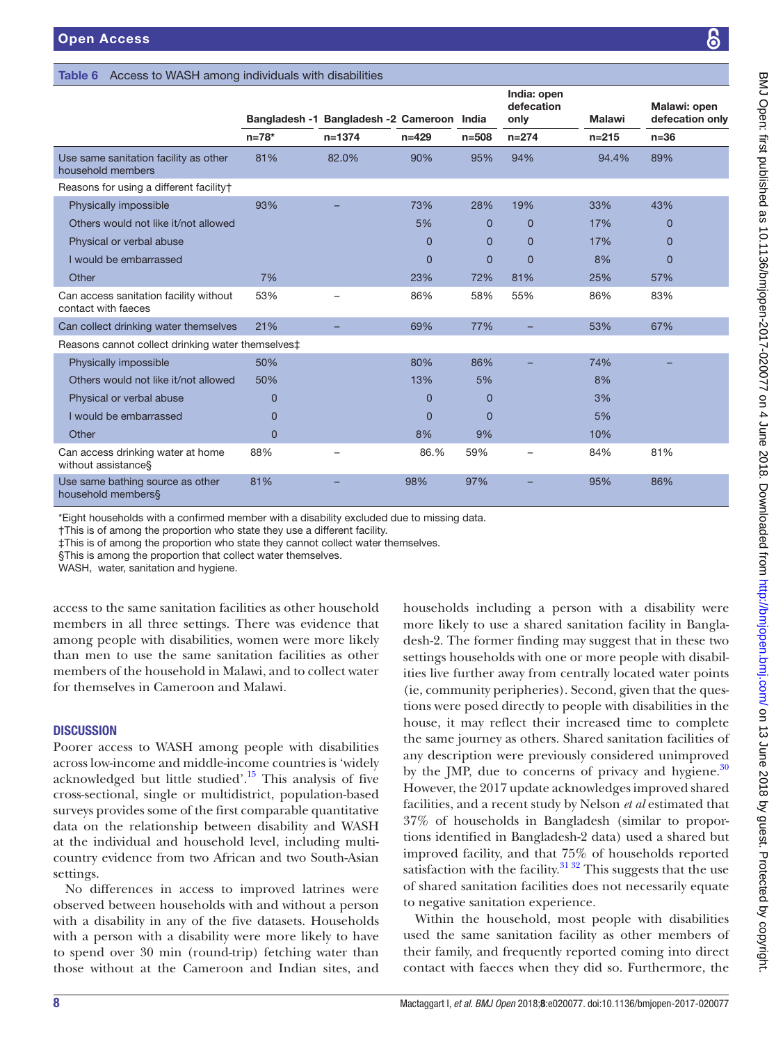**Table 6** Access to WASH among individuals with disabilities

| | Bangladesh -1 | Bangladesh -2 | Cameroon | India | India: open defecation only | Malawi | Malawi: open defecation only |
|---|---|---|---|---|---|---|---|
| | n=78* | n=1374 | n=429 | n=508 | n=274 | n=215 | n=36 |
| Use same sanitation facility as other household members | 81% | 82.0% | 90% | 95% | 94% | 94.4% | 89% |
| Reasons for using a different facility† | | | | | | | |
| Physically impossible | 93% | – | 73% | 28% | 19% | 33% | 43% |
| Others would not like it/not allowed | | | 5% | 0 | 0 | 17% | 0 |
| Physical or verbal abuse | | | 0 | 0 | 0 | 17% | 0 |
| I would be embarrassed | | | 0 | 0 | 0 | 8% | 0 |
| Other | 7% | | 23% | 72% | 81% | 25% | 57% |
| Can access sanitation facility without contact with faeces | 53% | – | 86% | 58% | 55% | 86% | 83% |
| Can collect drinking water themselves | 21% | – | 69% | 77% | – | 53% | 67% |
| Reasons cannot collect drinking water themselves‡ | | | | | | | |
| Physically impossible | 50% | | 80% | 86% | – | 74% | – |
| Others would not like it/not allowed | 50% | | 13% | 5% | | 8% | |
| Physical or verbal abuse | 0 | | 0 | 0 | | 3% | |
| I would be embarrassed | 0 | | 0 | 0 | | 5% | |
| Other | 0 | | 8% | 9% | | 10% | |
| Can access drinking water at home without assistance§ | 88% | – | 86.% | 59% | – | 84% | 81% |
| Use same bathing source as other household members§ | 81% | – | 98% | 97% | – | 95% | 86% |

*Eight households with a confirmed member with a disability excluded due to missing data.
†This is of among the proportion who state they use a different facility.
‡This is of among the proportion who state they cannot collect water themselves.
§This is among the proportion that collect water themselves.
WASH, water, sanitation and hygiene.

access to the same sanitation facilities as other household members in all three settings. There was evidence that among people with disabilities, women were more likely than men to use the same sanitation facilities as other members of the household in Malawi, and to collect water for themselves in Cameroon and Malawi.

## DISCUSSION

Poorer access to WASH among people with disabilities across low-income and middle-income countries is 'widely acknowledged but little studied'.[15] This analysis of five cross-sectional, single or multidistrict, population-based surveys provides some of the first comparable quantitative data on the relationship between disability and WASH at the individual and household level, including multi-country evidence from two African and two South-Asian settings.

No differences in access to improved latrines were observed between households with and without a person with a disability in any of the five datasets. Households with a person with a disability were more likely to have to spend over 30 min (round-trip) fetching water than those without at the Cameroon and Indian sites, and households including a person with a disability were more likely to use a shared sanitation facility in Bangladesh-2. The former finding may suggest that in these two settings households with one or more people with disabilities live further away from centrally located water points (ie, community peripheries). Second, given that the questions were posed directly to people with disabilities in the house, it may reflect their increased time to complete the same journey as others. Shared sanitation facilities of any description were previously considered unimproved by the JMP, due to concerns of privacy and hygiene.[30] However, the 2017 update acknowledges improved shared facilities, and a recent study by Nelson *et al* estimated that 37% of households in Bangladesh (similar to proportions identified in Bangladesh-2 data) used a shared but improved facility, and that 75% of households reported satisfaction with the facility.[31 32] This suggests that the use of shared sanitation facilities does not necessarily equate to negative sanitation experience.

Within the household, most people with disabilities used the same sanitation facility as other members of their family, and frequently reported coming into direct contact with faeces when they did so. Furthermore, the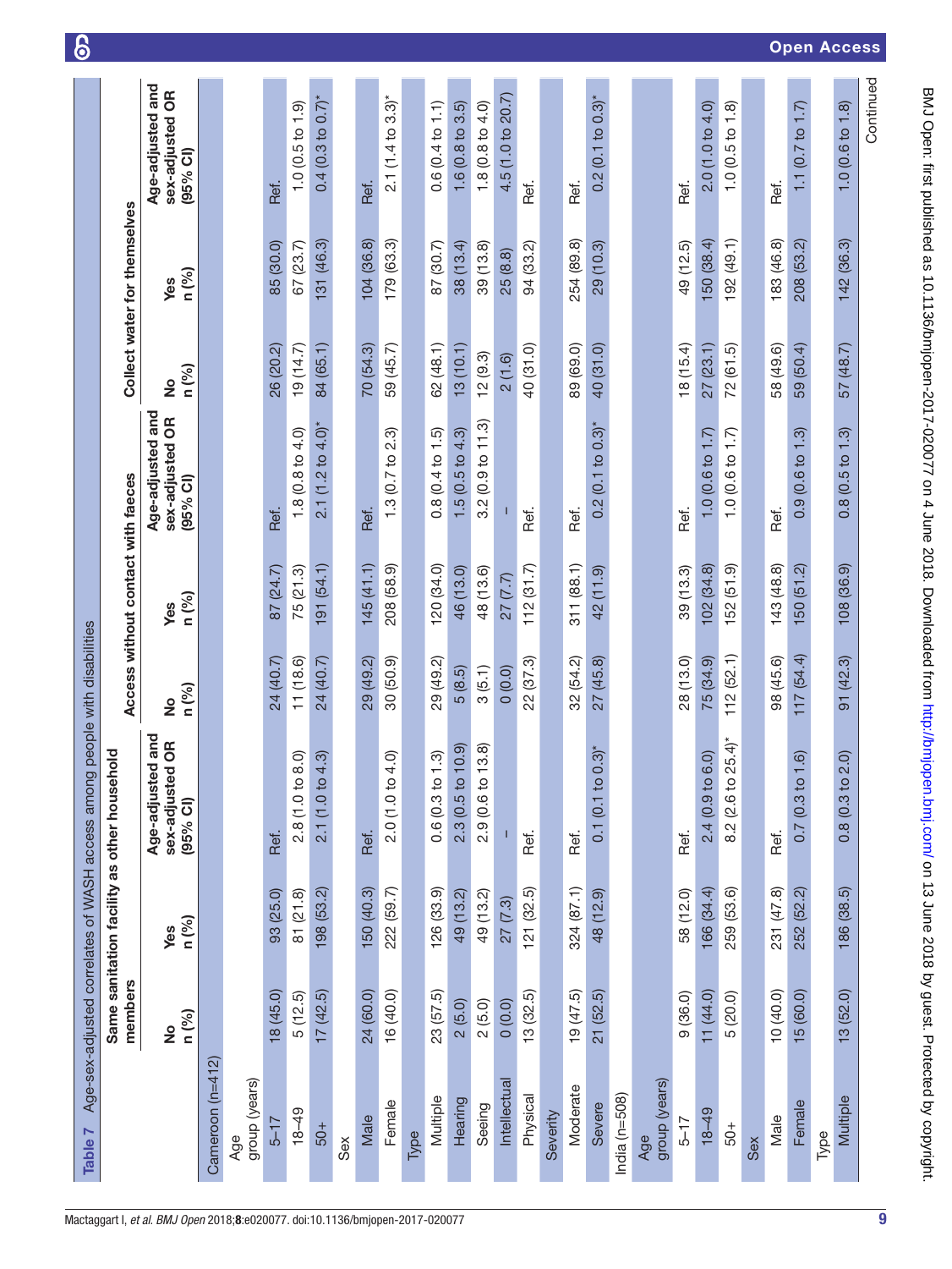**Table 7** Age-sex-adjusted correlates of WASH access among people with disabilities

| | Same sanitation facility as other household members | | | Access without contact with faeces | | | Collect water for themselves | | |
|---|---|---|---|---|---|---|---|---|---|
| | No n (%) | Yes n (%) | Age-adjusted and sex-adjusted OR (95% CI) | No n (%) | Yes n (%) | Age-adjusted and sex-adjusted OR (95% CI) | No n (%) | Yes n (%) | Age-adjusted and sex-adjusted OR (95% CI) |
| **Cameroon (n=412)** | | | | | | | | | |
| Age group (years) | | | | | | | | | |
| 5–17 | 18 (45.0) | 93 (25.0) | Ref. | 24 (40.7) | 87 (24.7) | Ref. | 26 (20.2) | 85 (30.0) | Ref. |
| 18–49 | 5 (12.5) | 81 (21.8) | 2.8 (1.0 to 8.0) | 11 (18.6) | 75 (21.3) | 1.8 (0.8 to 4.0) | 19 (14.7) | 67 (23.7) | 1.0 (0.5 to 1.9) |
| 50+ | 17 (42.5) | 198 (53.2) | 2.1 (1.0 to 4.3) | 24 (40.7) | 191 (54.1) | 2.1 (1.2 to 4.0)* | 84 (65.1) | 131 (46.3) | 0.4 (0.3 to 0.7)* |
| Sex | | | | | | | | | |
| Male | 24 (60.0) | 150 (40.3) | Ref. | 29 (49.2) | 145 (41.1) | Ref. | 70 (54.3) | 104 (36.8) | Ref. |
| Female | 16 (40.0) | 222 (59.7) | 2.0 (1.0 to 4.0) | 30 (50.9) | 208 (58.9) | 1.3 (0.7 to 2.3) | 59 (45.7) | 179 (63.3) | 2.1 (1.4 to 3.3)* |
| Type | | | | | | | | | |
| Multiple | 23 (57.5) | 126 (33.9) | 0.6 (0.3 to 1.3) | 29 (49.2) | 120 (34.0) | 0.8 (0.4 to 1.5) | 62 (48.1) | 87 (30.7) | 0.6 (0.4 to 1.1) |
| Hearing | 2 (5.0) | 49 (13.2) | 2.3 (0.5 to 10.9) | 5 (8.5) | 46 (13.0) | 1.5 (0.5 to 4.3) | 13 (10.1) | 38 (13.4) | 1.6 (0.8 to 3.5) |
| Seeing | 2 (5.0) | 49 (13.2) | 2.9 (0.6 to 13.8) | 3 (5.1) | 48 (13.6) | 3.2 (0.9 to 11.3) | 12 (9.3) | 39 (13.8) | 1.8 (0.8 to 4.0) |
| Intellectual | 0 (0.0) | 27 (7.3) | – | 0 (0.0) | 27 (7.7) | – | 2 (1.6) | 25 (8.8) | 4.5 (1.0 to 20.7) |
| Physical | 13 (32.5) | 121 (32.5) | Ref. | 22 (37.3) | 112 (31.7) | Ref. | 40 (31.0) | 94 (33.2) | Ref. |
| Severity | | | | | | | | | |
| Moderate | 19 (47.5) | 324 (87.1) | Ref. | 32 (54.2) | 311 (88.1) | Ref. | 89 (69.0) | 254 (89.8) | Ref. |
| Severe | 21 (52.5) | 48 (12.9) | 0.1 (0.1 to 0.3)* | 27 (45.8) | 42 (11.9) | 0.2 (0.1 to 0.3)* | 40 (31.0) | 29 (10.3) | 0.2 (0.1 to 0.3)* |
| **India (n=508)** | | | | | | | | | |
| Age group (years) | | | | | | | | | |
| 5–17 | 9 (36.0) | 58 (12.0) | Ref. | 28 (13.0) | 39 (13.3) | Ref. | 18 (15.4) | 49 (12.5) | Ref. |
| 18–49 | 11 (44.0) | 166 (34.4) | 2.4 (0.9 to 6.0) | 75 (34.9) | 102 (34.8) | 1.0 (0.6 to 1.7) | 27 (23.1) | 150 (38.4) | 2.0 (1.0 to 4.0) |
| 50+ | 5 (20.0) | 259 (53.6) | 8.2 (2.6 to 25.4)* | 112 (52.1) | 152 (51.9) | 1.0 (0.6 to 1.7) | 72 (61.5) | 192 (49.1) | 1.0 (0.5 to 1.8) |
| Sex | | | | | | | | | |
| Male | 10 (40.0) | 231 (47.8) | Ref. | 98 (45.6) | 143 (48.8) | Ref. | 58 (49.6) | 183 (46.8) | Ref. |
| Female | 15 (60.0) | 252 (52.2) | 0.7 (0.3 to 1.6) | 117 (54.4) | 150 (51.2) | 0.9 (0.6 to 1.3) | 59 (50.4) | 208 (53.2) | 1.1 (0.7 to 1.7) |
| Type | | | | | | | | | |
| Multiple | 13 (52.0) | 186 (38.5) | 0.8 (0.3 to 2.0) | 91 (42.3) | 108 (36.9) | 0.8 (0.5 to 1.3) | 57 (48.7) | 142 (36.3) | 1.0 (0.6 to 1.8) |

Continued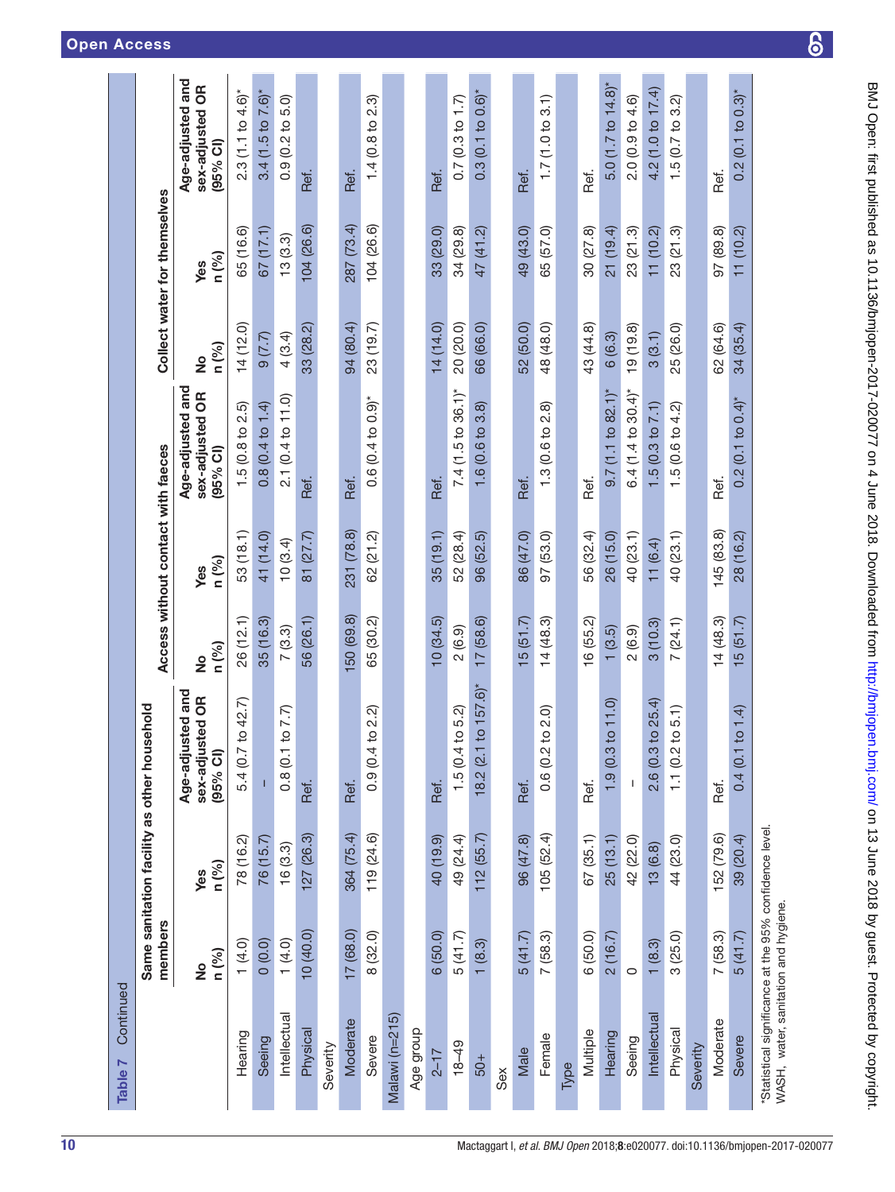**Table 7** Continued

| | Same sanitation facility as other household members | | | Access without contact with faeces | | | Collect water for themselves | | |
|---|---|---|---|---|---|---|---|---|---|
| | No n (%) | Yes n (%) | Age-adjusted and sex-adjusted OR (95% CI) | No n (%) | Yes n (%) | Age-adjusted and sex-adjusted OR (95% CI) | No n (%) | Yes n (%) | Age-adjusted and sex-adjusted OR (95% CI) |
| Hearing | 1 (4.0) | 78 (16.2) | 5.4 (0.7 to 42.7) | 26 (12.1) | 53 (18.1) | 1.5 (0.8 to 2.5) | 14 (12.0) | 65 (16.6) | 2.3 (1.1 to 4.6)* |
| Seeing | 0 (0.0) | 76 (15.7) | – | 35 (16.3) | 41 (14.0) | 0.8 (0.4 to 1.4) | 9 (7.7) | 67 (17.1) | 3.4 (1.5 to 7.6)* |
| Intellectual | 1 (4.0) | 16 (3.3) | 0.8 (0.1 to 7.7) | 7 (3.3) | 10 (3.4) | 2.1 (0.4 to 11.0) | 4 (3.4) | 13 (3.3) | 0.9 (0.2 to 5.0) |
| Physical | 10 (40.0) | 127 (26.3) | Ref. | 56 (26.1) | 81 (27.7) | Ref. | 33 (28.2) | 104 (26.6) | Ref. |
| Severity | | | | | | | | | |
| Moderate | 17 (68.0) | 364 (75.4) | Ref. | 150 (69.8) | 231 (78.8) | Ref. | 94 (80.4) | 287 (73.4) | Ref. |
| Severe | 8 (32.0) | 119 (24.6) | 0.9 (0.4 to 2.2) | 65 (30.2) | 62 (21.2) | 0.6 (0.4 to 0.9)* | 23 (19.7) | 104 (26.6) | 1.4 (0.8 to 2.3) |
| Malawi (n=215) | | | | | | | | | |
| Age group | | | | | | | | | |
| 2–17 | 6 (50.0) | 40 (19.9) | Ref. | 10 (34.5) | 35 (19.1) | Ref. | 14 (14.0) | 33 (29.0) | Ref. |
| 18–49 | 5 (41.7) | 49 (24.4) | 1.5 (0.4 to 5.2) | 2 (6.9) | 52 (28.4) | 7.4 (1.5 to 36.1)* | 20 (20.0) | 34 (29.8) | 0.7 (0.3 to 1.7) |
| 50+ | 1 (8.3) | 112 (55.7) | 18.2 (2.1 to 157.6)* | 17 (58.6) | 96 (52.5) | 1.6 (0.6 to 3.8) | 66 (66.0) | 47 (41.2) | 0.3 (0.1 to 0.6)* |
| Sex | | | | | | | | | |
| Male | 5 (41.7) | 96 (47.8) | Ref. | 15 (51.7) | 86 (47.0) | Ref. | 52 (50.0) | 49 (43.0) | Ref. |
| Female | 7 (58.3) | 105 (52.4) | 0.6 (0.2 to 2.0) | 14 (48.3) | 97 (53.0) | 1.3 (0.6 to 2.8) | 48 (48.0) | 65 (57.0) | 1.7 (1.0 to 3.1) |
| Type | | | | | | | | | |
| Multiple | 6 (50.0) | 67 (35.1) | Ref. | 16 (55.2) | 56 (32.4) | Ref. | 43 (44.8) | 30 (27.8) | Ref. |
| Hearing | 2 (16.7) | 25 (13.1) | 1.9 (0.3 to 11.0) | 1 (3.5) | 26 (15.0) | 9.7 (1.1 to 82.1)* | 6 (6.3) | 21 (19.4) | 5.0 (1.7 to 14.8)* |
| Seeing | 0 | 42 (22.0) | – | 2 (6.9) | 40 (23.1) | 6.4 (1.4 to 30.4)* | 19 (19.8) | 23 (21.3) | 2.0 (0.9 to 4.6) |
| Intellectual | 1 (8.3) | 13 (6.8) | 2.6 (0.3 to 25.4) | 3 (10.3) | 11 (6.4) | 1.5 (0.3 to 7.1) | 3 (3.1) | 11 (10.2) | 4.2 (1.0 to 17.4) |
| Physical | 3 (25.0) | 44 (23.0) | 1.1 (0.2 to 5.1) | 7 (24.1) | 40 (23.1) | 1.5 (0.6 to 4.2) | 25 (26.0) | 23 (21.3) | 1.5 (0.7 to 3.2) |
| Severity | | | | | | | | | |
| Moderate | 7 (58.3) | 152 (79.6) | Ref. | 14 (48.3) | 145 (83.8) | Ref. | 62 (64.6) | 97 (89.8) | Ref. |
| Severe | 5 (41.7) | 39 (20.4) | 0.4 (0.1 to 1.4) | 15 (51.7) | 28 (16.2) | 0.2 (0.1 to 0.4)* | 34 (35.4) | 11 (10.2) | 0.2 (0.1 to 0.3)* |

*Statistical significance at the 95% confidence level.
WASH, water, sanitation and hygiene.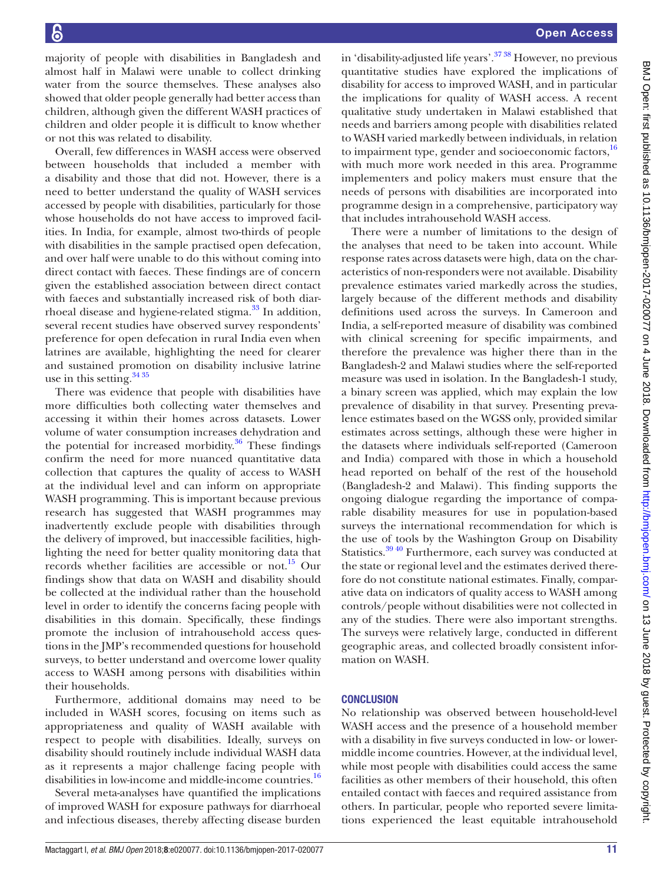majority of people with disabilities in Bangladesh and almost half in Malawi were unable to collect drinking water from the source themselves. These analyses also showed that older people generally had better access than children, although given the different WASH practices of children and older people it is difficult to know whether or not this was related to disability.

Overall, few differences in WASH access were observed between households that included a member with a disability and those that did not. However, there is a need to better understand the quality of WASH services accessed by people with disabilities, particularly for those whose households do not have access to improved facilities. In India, for example, almost two-thirds of people with disabilities in the sample practised open defecation, and over half were unable to do this without coming into direct contact with faeces. These findings are of concern given the established association between direct contact with faeces and substantially increased risk of both diarrhoeal disease and hygiene-related stigma.[33] In addition, several recent studies have observed survey respondents' preference for open defecation in rural India even when latrines are available, highlighting the need for clearer and sustained promotion on disability inclusive latrine use in this setting.[34 35]

There was evidence that people with disabilities have more difficulties both collecting water themselves and accessing it within their homes across datasets. Lower volume of water consumption increases dehydration and the potential for increased morbidity.[36] These findings confirm the need for more nuanced quantitative data collection that captures the quality of access to WASH at the individual level and can inform on appropriate WASH programming. This is important because previous research has suggested that WASH programmes may inadvertently exclude people with disabilities through the delivery of improved, but inaccessible facilities, highlighting the need for better quality monitoring data that records whether facilities are accessible or not.[15] Our findings show that data on WASH and disability should be collected at the individual rather than the household level in order to identify the concerns facing people with disabilities in this domain. Specifically, these findings promote the inclusion of intrahousehold access questions in the JMP's recommended questions for household surveys, to better understand and overcome lower quality access to WASH among persons with disabilities within their households.

Furthermore, additional domains may need to be included in WASH scores, focusing on items such as appropriateness and quality of WASH available with respect to people with disabilities. Ideally, surveys on disability should routinely include individual WASH data as it represents a major challenge facing people with disabilities in low-income and middle-income countries.[16]

Several meta-analyses have quantified the implications of improved WASH for exposure pathways for diarrhoeal and infectious diseases, thereby affecting disease burden in 'disability-adjusted life years'.[37 38] However, no previous quantitative studies have explored the implications of disability for access to improved WASH, and in particular the implications for quality of WASH access. A recent qualitative study undertaken in Malawi established that needs and barriers among people with disabilities related to WASH varied markedly between individuals, in relation to impairment type, gender and socioeconomic factors,[16] with much more work needed in this area. Programme implementers and policy makers must ensure that the needs of persons with disabilities are incorporated into programme design in a comprehensive, participatory way that includes intrahousehold WASH access.

There were a number of limitations to the design of the analyses that need to be taken into account. While response rates across datasets were high, data on the characteristics of non-responders were not available. Disability prevalence estimates varied markedly across the studies, largely because of the different methods and disability definitions used across the surveys. In Cameroon and India, a self-reported measure of disability was combined with clinical screening for specific impairments, and therefore the prevalence was higher there than in the Bangladesh-2 and Malawi studies where the self-reported measure was used in isolation. In the Bangladesh-1 study, a binary screen was applied, which may explain the low prevalence of disability in that survey. Presenting prevalence estimates based on the WGSS only, provided similar estimates across settings, although these were higher in the datasets where individuals self-reported (Cameroon and India) compared with those in which a household head reported on behalf of the rest of the household (Bangladesh-2 and Malawi). This finding supports the ongoing dialogue regarding the importance of comparable disability measures for use in population-based surveys the international recommendation for which is the use of tools by the Washington Group on Disability Statistics.[39 40] Furthermore, each survey was conducted at the state or regional level and the estimates derived therefore do not constitute national estimates. Finally, comparative data on indicators of quality access to WASH among controls/people without disabilities were not collected in any of the studies. There were also important strengths. The surveys were relatively large, conducted in different geographic areas, and collected broadly consistent information on WASH.

## Conclusion

No relationship was observed between household-level WASH access and the presence of a household member with a disability in five surveys conducted in low- or lower-middle income countries. However, at the individual level, while most people with disabilities could access the same facilities as other members of their household, this often entailed contact with faeces and required assistance from others. In particular, people who reported severe limitations experienced the least equitable intrahousehold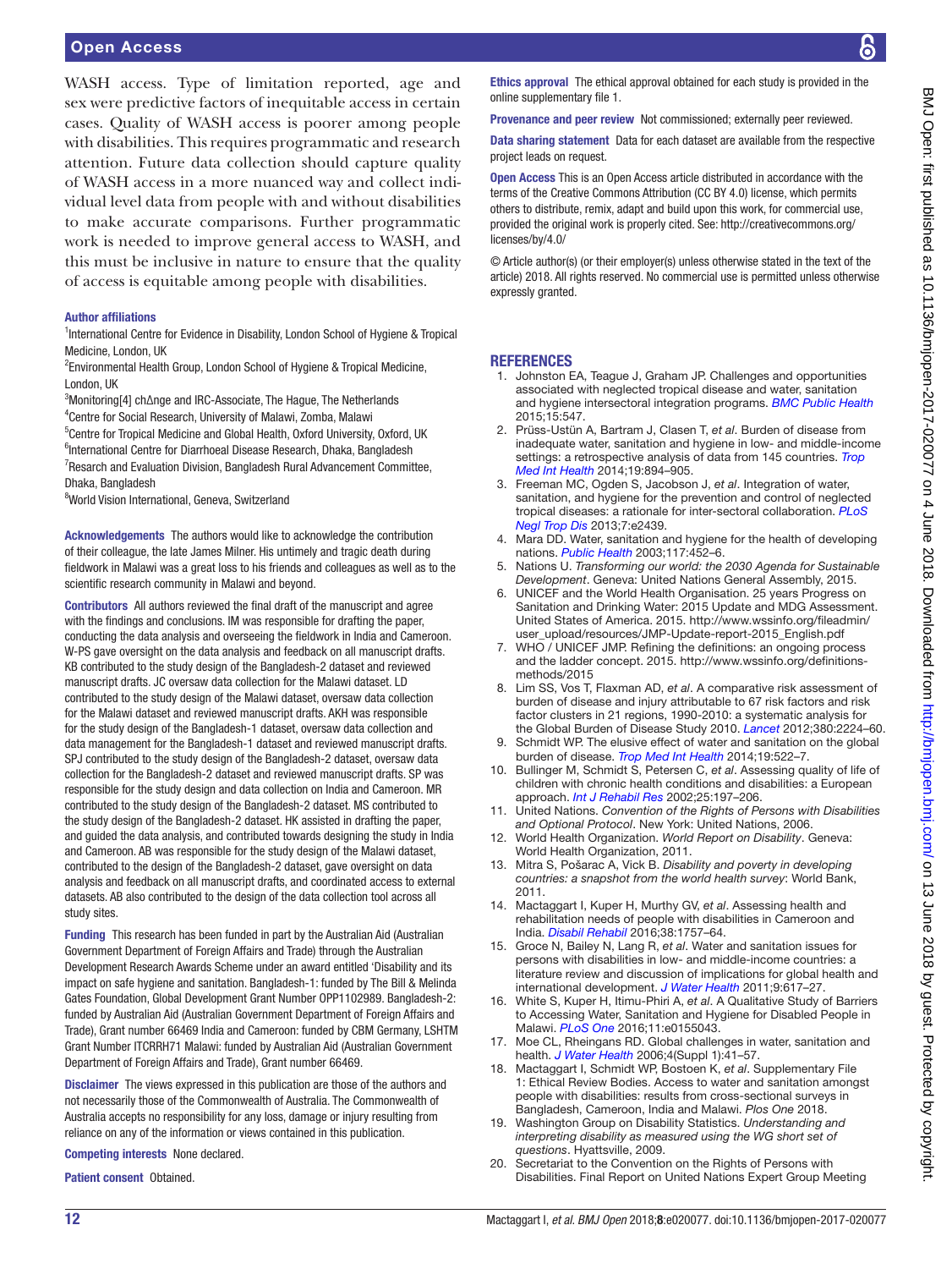WASH access. Type of limitation reported, age and sex were predictive factors of inequitable access in certain cases. Quality of WASH access is poorer among people with disabilities. This requires programmatic and research attention. Future data collection should capture quality of WASH access in a more nuanced way and collect individual level data from people with and without disabilities to make accurate comparisons. Further programmatic work is needed to improve general access to WASH, and this must be inclusive in nature to ensure that the quality of access is equitable among people with disabilities.

**Author affiliations**

[1]International Centre for Evidence in Disability, London School of Hygiene & Tropical Medicine, London, UK
[2]Environmental Health Group, London School of Hygiene & Tropical Medicine, London, UK
[3]Monitoring[4] ch∆nge and IRC-Associate, The Hague, The Netherlands
[4]Centre for Social Research, University of Malawi, Zomba, Malawi
[5]Centre for Tropical Medicine and Global Health, Oxford University, Oxford, UK
[6]International Centre for Diarrhoeal Disease Research, Dhaka, Bangladesh
[7]Research and Evaluation Division, Bangladesh Rural Advancement Committee, Dhaka, Bangladesh
[8]World Vision International, Geneva, Switzerland

**Acknowledgements** The authors would like to acknowledge the contribution of their colleague, the late James Milner. His untimely and tragic death during fieldwork in Malawi was a great loss to his friends and colleagues as well as to the scientific research community in Malawi and beyond.

**Contributors** All authors reviewed the final draft of the manuscript and agree with the findings and conclusions. IM was responsible for drafting the paper, conducting the data analysis and overseeing the fieldwork in India and Cameroon. W-PS gave oversight on the data analysis and feedback on all manuscript drafts. KB contributed to the study design of the Bangladesh-2 dataset and reviewed manuscript drafts. JC oversaw data collection for the Malawi dataset. LD contributed to the study design of the Malawi dataset, oversaw data collection for the Malawi dataset and reviewed manuscript drafts. AKH was responsible for the study design of the Bangladesh-1 dataset, oversaw data collection and data management for the Bangladesh-1 dataset and reviewed manuscript drafts. SPJ contributed to the study design of the Bangladesh-2 dataset, oversaw data collection for the Bangladesh-2 dataset and reviewed manuscript drafts. SP was responsible for the study design and data collection on India and Cameroon. MR contributed to the study design of the Bangladesh-2 dataset. MS contributed to the study design of the Bangladesh-2 dataset. HK assisted in drafting the paper, and guided the data analysis, and contributed towards designing the study in India and Cameroon. AB was responsible for the study design of the Malawi dataset, contributed to the design of the Bangladesh-2 dataset, gave oversight on data analysis and feedback on all manuscript drafts, and coordinated access to external datasets. AB also contributed to the design of the data collection tool across all study sites.

**Funding** This research has been funded in part by the Australian Aid (Australian Government Department of Foreign Affairs and Trade) through the Australian Development Research Awards Scheme under an award entitled 'Disability and its impact on safe hygiene and sanitation. Bangladesh-1: funded by The Bill & Melinda Gates Foundation, Global Development Grant Number OPP1102989. Bangladesh-2: funded by Australian Aid (Australian Government Department of Foreign Affairs and Trade), Grant number 66469 India and Cameroon: funded by CBM Germany, LSHTM Grant Number ITCRRH71 Malawi: funded by Australian Aid (Australian Government Department of Foreign Affairs and Trade), Grant number 66469.

**Disclaimer** The views expressed in this publication are those of the authors and not necessarily those of the Commonwealth of Australia. The Commonwealth of Australia accepts no responsibility for any loss, damage or injury resulting from reliance on any of the information or views contained in this publication.

**Competing interests** None declared.

**Patient consent** Obtained.

**Ethics approval** The ethical approval obtained for each study is provided in the online supplementary file 1.

**Provenance and peer review** Not commissioned; externally peer reviewed.

**Data sharing statement** Data for each dataset are available from the respective project leads on request.

**Open Access** This is an Open Access article distributed in accordance with the terms of the Creative Commons Attribution (CC BY 4.0) license, which permits others to distribute, remix, adapt and build upon this work, for commercial use, provided the original work is properly cited. See: http://creativecommons.org/licenses/by/4.0/

© Article author(s) (or their employer(s) unless otherwise stated in the text of the article) 2018. All rights reserved. No commercial use is permitted unless otherwise expressly granted.

## REFERENCES

1. Johnston EA, Teague J, Graham JP. Challenges and opportunities associated with neglected tropical disease and water, sanitation and hygiene intersectoral integration programs. *BMC Public Health* 2015;15:547.
2. Prüss-Ustün A, Bartram J, Clasen T, *et al*. Burden of disease from inadequate water, sanitation and hygiene in low- and middle-income settings: a retrospective analysis of data from 145 countries. *Trop Med Int Health* 2014;19:894–905.
3. Freeman MC, Ogden S, Jacobson J, *et al*. Integration of water, sanitation, and hygiene for the prevention and control of neglected tropical diseases: a rationale for inter-sectoral collaboration. *PLoS Negl Trop Dis* 2013;7:e2439.
4. Mara DD. Water, sanitation and hygiene for the health of developing nations. *Public Health* 2003;117:452–6.
5. Nations U. *Transforming our world: the 2030 Agenda for Sustainable Development*. Geneva: United Nations General Assembly, 2015.
6. UNICEF and the World Health Organisation. 25 years Progress on Sanitation and Drinking Water: 2015 Update and MDG Assessment. United States of America. 2015. http://www.wssinfo.org/fileadmin/user_upload/resources/JMP-Update-report-2015_English.pdf
7. WHO / UNICEF JMP. Refining the definitions: an ongoing process and the ladder concept. 2015. http://www.wssinfo.org/definitions-methods/2015
8. Lim SS, Vos T, Flaxman AD, *et al*. A comparative risk assessment of burden of disease and injury attributable to 67 risk factors and risk factor clusters in 21 regions, 1990-2010: a systematic analysis for the Global Burden of Disease Study 2010. *Lancet* 2012;380:2224–60.
9. Schmidt WP. The elusive effect of water and sanitation on the global burden of disease. *Trop Med Int Health* 2014;19:522–7.
10. Bullinger M, Schmidt S, Petersen C, *et al*. Assessing quality of life of children with chronic health conditions and disabilities: a European approach. *Int J Rehabil Res* 2002;25:197–206.
11. United Nations. *Convention of the Rights of Persons with Disabilities and Optional Protocol*. New York: United Nations, 2006.
12. World Health Organization. *World Report on Disability*. Geneva: World Health Organization, 2011.
13. Mitra S, Pošarac A, Vick B. *Disability and poverty in developing countries: a snapshot from the world health survey*: World Bank, 2011.
14. Mactaggart I, Kuper H, Murthy GV, *et al*. Assessing health and rehabilitation needs of people with disabilities in Cameroon and India. *Disabil Rehabil* 2016;38:1757–64.
15. Groce N, Bailey N, Lang R, *et al*. Water and sanitation issues for persons with disabilities in low- and middle-income countries: a literature review and discussion of implications for global health and international development. *J Water Health* 2011;9:617–27.
16. White S, Kuper H, Itimu-Phiri A, *et al*. A Qualitative Study of Barriers to Accessing Water, Sanitation and Hygiene for Disabled People in Malawi. *PLoS One* 2016;11:e0155043.
17. Moe CL, Rheingans RD. Global challenges in water, sanitation and health. *J Water Health* 2006;4(Suppl 1):41–57.
18. Mactaggart I, Schmidt WP, Bostoen K, *et al*. Supplementary File 1: Ethical Review Bodies. Access to water and sanitation amongst people with disabilities: results from cross-sectional surveys in Bangladesh, Cameroon, India and Malawi. *Plos One* 2018.
19. Washington Group on Disability Statistics. *Understanding and interpreting disability as measured using the WG short set of questions*. Hyattsville, 2009.
20. Secretariat to the Convention on the Rights of Persons with Disabilities. Final Report on United Nations Expert Group Meeting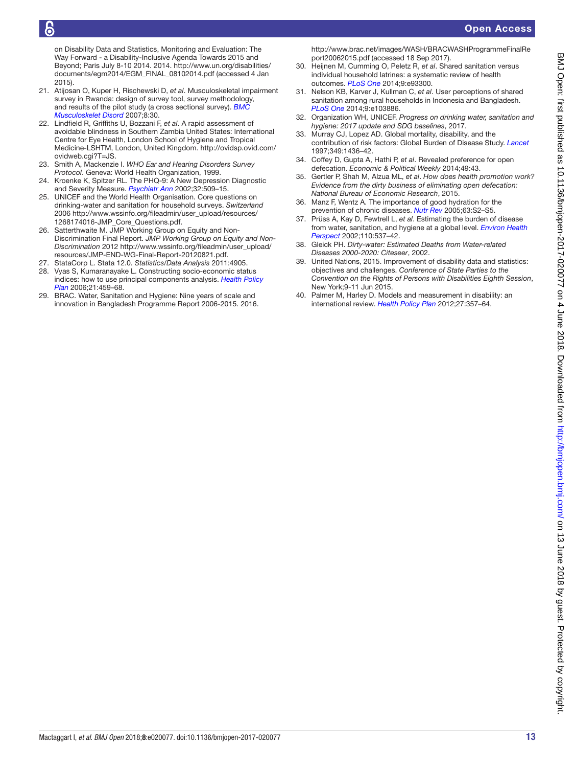on Disability Data and Statistics, Monitoring and Evaluation: The Way Forward - a Disability-Inclusive Agenda Towards 2015 and Beyond; Paris July 8-10 2014. 2014. http://www.un.org/disabilities/documents/egm2014/EGM_FINAL_08102014.pdf (accessed 4 Jan 2015).

21. Atijosan O, Kuper H, Rischewski D, *et al*. Musculoskeletal impairment survey in Rwanda: design of survey tool, survey methodology, and results of the pilot study (a cross sectional survey). *BMC Musculoskelet Disord* 2007;8:30.
22. Lindfield R, Griffiths U, Bozzani F, *et al*. A rapid assessment of avoidable blindness in Southern Zambia United States: International Centre for Eye Health, London School of Hygiene and Tropical Medicine-LSHTM, London, United Kingdom. http://ovidsp.ovid.com/ovidweb.cgi?T=JS.
23. Smith A, Mackenzie I. *WHO Ear and Hearing Disorders Survey Protocol*. Geneva: World Health Organization, 1999.
24. Kroenke K, Spitzer RL. The PHQ-9: A New Depression Diagnostic and Severity Measure. *Psychiatr Ann* 2002;32:509–15.
25. UNICEF and the World Health Organisation. Core questions on drinking-water and sanitation for household surveys. *Switzerland* 2006 http://www.wssinfo.org/fileadmin/user_upload/resources/1268174016-JMP_Core_Questions.pdf.
26. Satterthwaite M. JMP Working Group on Equity and Non-Discrimination Final Report. *JMP Working Group on Equity and Non-Discrimination* 2012 http://www.wssinfo.org/fileadmin/user_upload/resources/JMP-END-WG-Final-Report-20120821.pdf.
27. StataCorp L. Stata 12.0. *Statistics/Data Analysis* 2011:4905.
28. Vyas S, Kumaranayake L. Constructing socio-economic status indices: how to use principal components analysis. *Health Policy Plan* 2006;21:459–68.
29. BRAC. Water, Sanitation and Hygiene: Nine years of scale and innovation in Bangladesh Programme Report 2006-2015. 2016. http://www.brac.net/images/WASH/BRACWASHProgrammeFinalReport20062015.pdf (accessed 18 Sep 2017).
30. Heijnen M, Cumming O, Peletz R, *et al*. Shared sanitation versus individual household latrines: a systematic review of health outcomes. *PLoS One* 2014;9:e93300.
31. Nelson KB, Karver J, Kullman C, *et al*. User perceptions of shared sanitation among rural households in Indonesia and Bangladesh. *PLoS One* 2014;9:e103886.
32. Organization WH, UNICEF. *Progress on drinking water, sanitation and hygiene: 2017 update and SDG baselines*, 2017.
33. Murray CJ, Lopez AD. Global mortality, disability, and the contribution of risk factors: Global Burden of Disease Study. *Lancet* 1997;349:1436–42.
34. Coffey D, Gupta A, Hathi P, *et al*. Revealed preference for open defecation. *Economic & Political Weekly* 2014;49:43.
35. Gertler P, Shah M, Alzua ML, *et al*. *How does health promotion work? Evidence from the dirty business of eliminating open defecation: National Bureau of Economic Research*, 2015.
36. Manz F, Wentz A. The importance of good hydration for the prevention of chronic diseases. *Nutr Rev* 2005;63:S2–S5.
37. Prüss A, Kay D, Fewtrell L, *et al*. Estimating the burden of disease from water, sanitation, and hygiene at a global level. *Environ Health Perspect* 2002;110:537–42.
38. Gleick PH. *Dirty-water: Estimated Deaths from Water-related Diseases 2000-2020: Citeseer*, 2002.
39. United Nations, 2015. Improvement of disability data and statistics: objectives and challenges. *Conference of State Parties to the Convention on the Rights of Persons with Disabilities Eighth Session*, New York;9-11 Jun 2015.
40. Palmer M, Harley D. Models and measurement in disability: an international review. *Health Policy Plan* 2012;27:357–64.